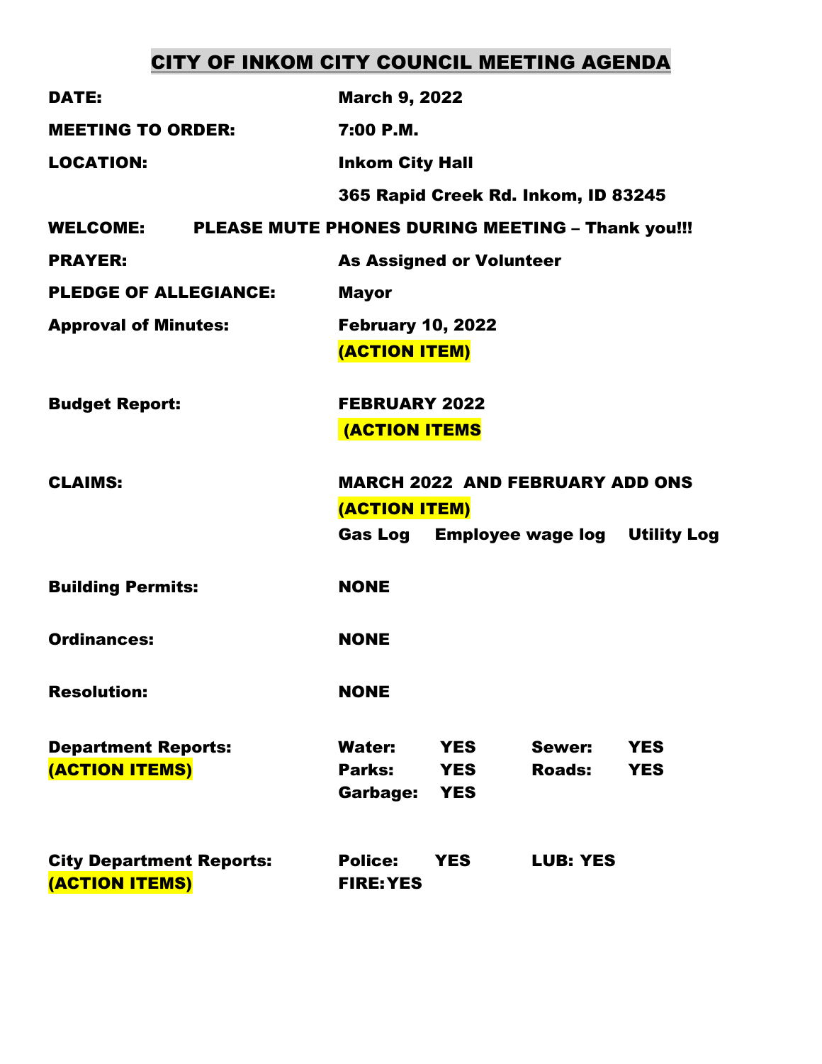# CITY OF INKOM CITY COUNCIL MEETING AGENDA

**DATE:** March 9, 2022

**MEETING TO ORDER:** 7:00 P.M.

**LOCATION:** Inkom City Hall

365 Rapid Creek Rd. Inkom, ID 83245

**WELCOME:** PLEASE MUTE PHONES DURING MEETING – Thank you!!!

**PRAYER:** As Assigned or Volunteer

**PLEDGE OF ALLEGIANCE:** Mayor

**Approval of Minutes:** February 10, 2022

**(ACTION ITEM)**

**Budget Report:** FEBRUARY 2022

**(ACTION ITEMS**

**CLAIMS:** MARCH 2022 AND FEBRUARY ADD ONS

**(ACTION ITEM)**

Gas Log Employee wage log Utility Log

**Building Permits:** NONE

**Ordinances:** NONE

**Resolution:** NONE

**Department Reports: (ACTION ITEMS)**

Water: YES Sewer: YES

Parks: YES Roads: YES

Garbage: YES

**City Department Reports: (ACTION ITEMS)**

Police: YES LUB: YES

FIRE: YES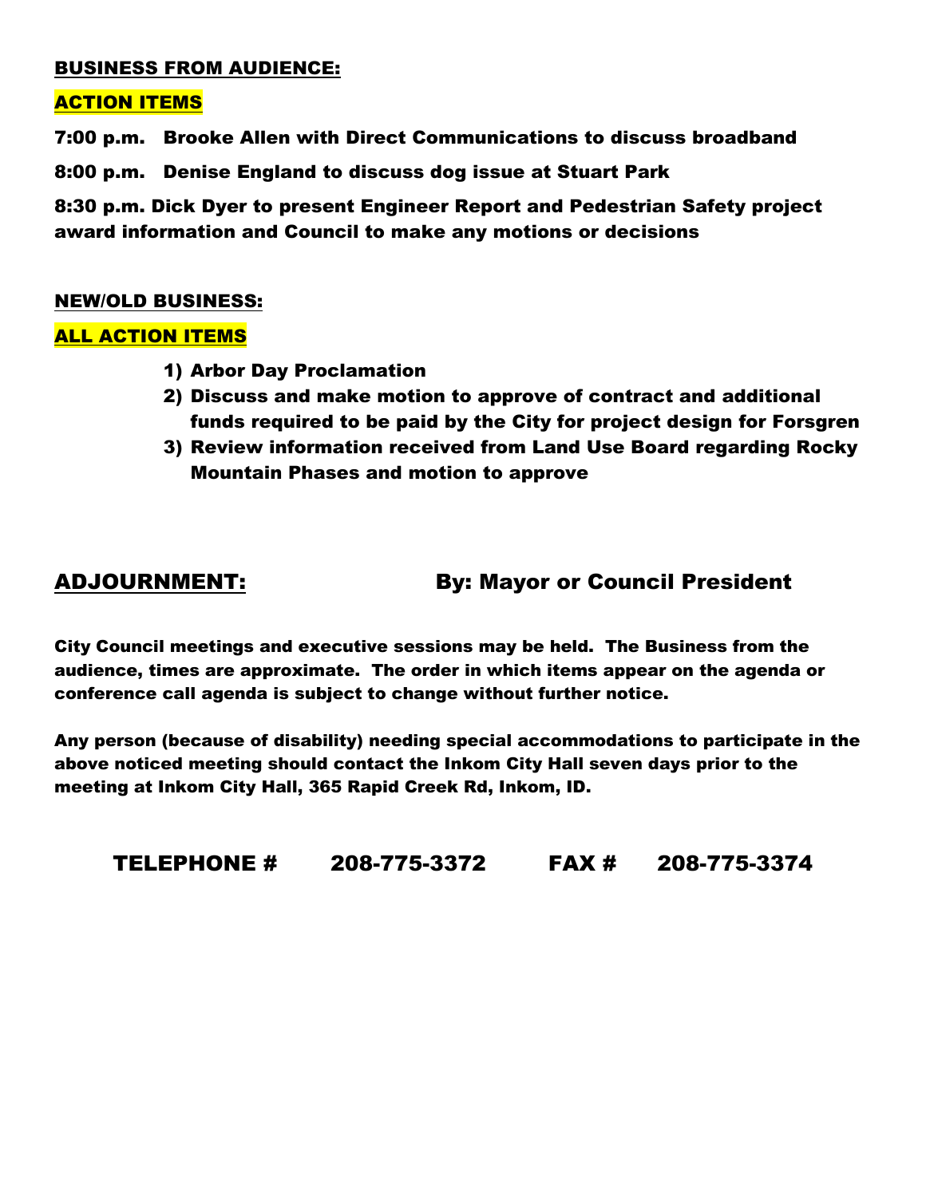**BUSINESS FROM AUDIENCE:**

**ACTION ITEMS**

**7:00 p.m.   Brooke Allen with Direct Communications to discuss broadband**

**8:00 p.m.   Denise England to discuss dog issue at Stuart Park**

**8:30 p.m. Dick Dyer to present Engineer Report and Pedestrian Safety project award information and Council to make any motions or decisions**

**NEW/OLD BUSINESS:**

**ALL ACTION ITEMS**

1) **Arbor Day Proclamation**
2) **Discuss and make motion to approve of contract and additional funds required to be paid by the City for project design for Forsgren**
3) **Review information received from Land Use Board regarding Rocky Mountain Phases and motion to approve**

**ADJOURNMENT:** **By: Mayor or Council President**

**City Council meetings and executive sessions may be held. The Business from the audience, times are approximate. The order in which items appear on the agenda or conference call agenda is subject to change without further notice.**

**Any person (because of disability) needing special accommodations to participate in the above noticed meeting should contact the Inkom City Hall seven days prior to the meeting at Inkom City Hall, 365 Rapid Creek Rd, Inkom, ID.**

**TELEPHONE # 208-775-3372 FAX # 208-775-3374**